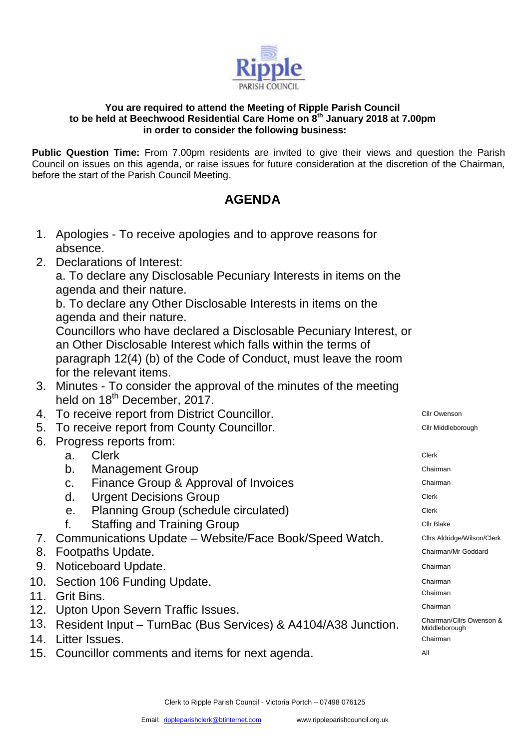Ripple

PARISH COUNCIL

**You are required to attend the Meeting of Ripple Parish Council to be held at Beechwood Residential Care Home on 8th January 2018 at 7.00pm in order to consider the following business:**

**Public Question Time:** From 7.00pm residents are invited to give their views and question the Parish Council on issues on this agenda, or raise issues for future consideration at the discretion of the Chairman, before the start of the Parish Council Meeting.

## AGENDA

| | Item | Lead |
|---|---|---|
| 1. | Apologies - To receive apologies and to approve reasons for absence. | |
| 2. | Declarations of Interest:<br>a. To declare any Disclosable Pecuniary Interests in items on the agenda and their nature.<br>b. To declare any Other Disclosable Interests in items on the agenda and their nature.<br>Councillors who have declared a Disclosable Pecuniary Interest, or an Other Disclosable Interest which falls within the terms of paragraph 12(4) (b) of the Code of Conduct, must leave the room for the relevant items. | |
| 3. | Minutes - To consider the approval of the minutes of the meeting held on 18th December, 2017. | |
| 4. | To receive report from District Councillor. | Cllr Owenson |
| 5. | To receive report from County Councillor. | Cllr Middleborough |
| 6. | Progress reports from: | |
| | a. Clerk | Clerk |
| | b. Management Group | Chairman |
| | c. Finance Group & Approval of Invoices | Chairman |
| | d. Urgent Decisions Group | Clerk |
| | e. Planning Group (schedule circulated) | Clerk |
| | f. Staffing and Training Group | Cllr Blake |
| 7. | Communications Update – Website/Face Book/Speed Watch. | Cllrs Aldridge/Wilson/Clerk |
| 8. | Footpaths Update. | Chairman/Mr Goddard |
| 9. | Noticeboard Update. | Chairman |
| 10. | Section 106 Funding Update. | Chairman |
| 11. | Grit Bins. | Chairman |
| 12. | Upton Upon Severn Traffic Issues. | Chairman |
| 13. | Resident Input – TurnBac (Bus Services) & A4104/A38 Junction. | Chairman/Cllrs Owenson & Middleborough |
| 14. | Litter Issues. | Chairman |
| 15. | Councillor comments and items for next agenda. | All |

Clerk to Ripple Parish Council - Victoria Portch – 07498 076125

Email: rippleparishclerk@btinternet.com www.rippleparishcouncil.org.uk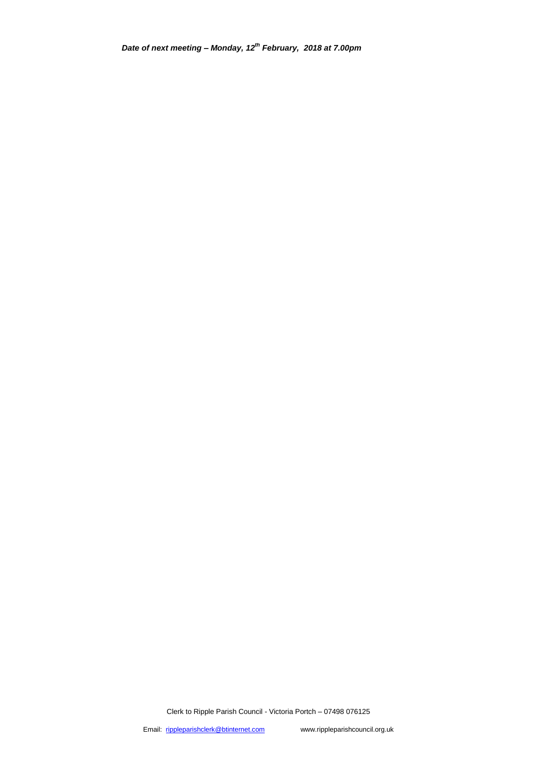***Date of next meeting – Monday, 12th February, 2018 at 7.00pm***

Clerk to Ripple Parish Council - Victoria Portch – 07498 076125

Email: rippleparishclerk@btinternet.com www.rippleparishcouncil.org.uk